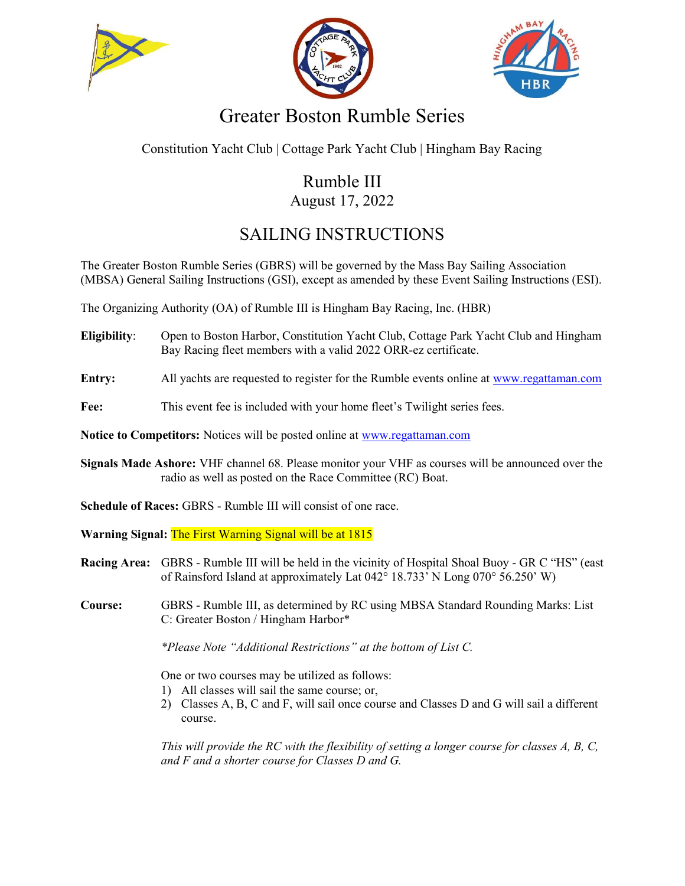# Greater Boston Rumble Series

Constitution Yacht Club | Cottage Park Yacht Club | Hingham Bay Racing

## Rumble III
August 17, 2022

## SAILING INSTRUCTIONS

The Greater Boston Rumble Series (GBRS) will be governed by the Mass Bay Sailing Association (MBSA) General Sailing Instructions (GSI), except as amended by these Event Sailing Instructions (ESI).

The Organizing Authority (OA) of Rumble III is Hingham Bay Racing, Inc. (HBR)

**Eligibility**: Open to Boston Harbor, Constitution Yacht Club, Cottage Park Yacht Club and Hingham Bay Racing fleet members with a valid 2022 ORR-ez certificate.

**Entry:** All yachts are requested to register for the Rumble events online at www.regattaman.com

**Fee:** This event fee is included with your home fleet's Twilight series fees.

**Notice to Competitors:** Notices will be posted online at www.regattaman.com

**Signals Made Ashore:** VHF channel 68. Please monitor your VHF as courses will be announced over the radio as well as posted on the Race Committee (RC) Boat.

**Schedule of Races:** GBRS - Rumble III will consist of one race.

**Warning Signal:** The First Warning Signal will be at 1815

**Racing Area:** GBRS - Rumble III will be held in the vicinity of Hospital Shoal Buoy - GR C "HS" (east of Rainsford Island at approximately Lat 042° 18.733' N Long 070° 56.250' W)

**Course:** GBRS - Rumble III, as determined by RC using MBSA Standard Rounding Marks: List C: Greater Boston / Hingham Harbor*

*\*Please Note "Additional Restrictions" at the bottom of List C.*

One or two courses may be utilized as follows:

1) All classes will sail the same course; or,
2) Classes A, B, C and F, will sail once course and Classes D and G will sail a different course.

*This will provide the RC with the flexibility of setting a longer course for classes A, B, C, and F and a shorter course for Classes D and G.*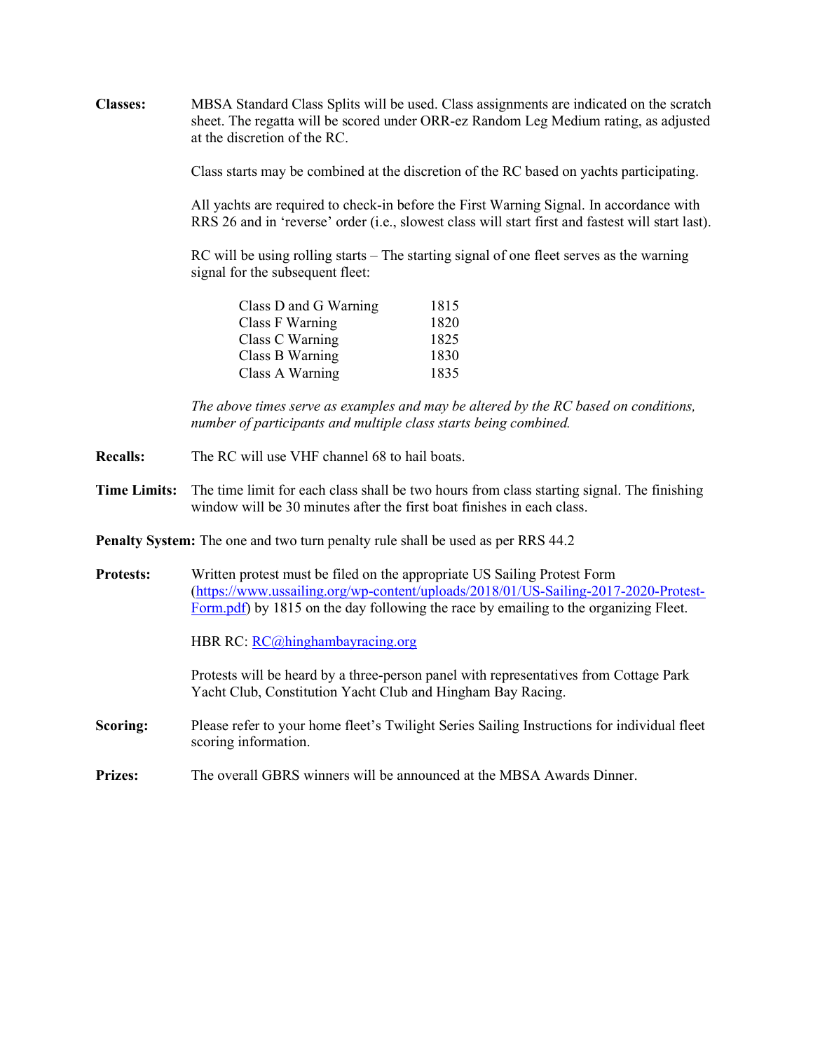**Classes:** MBSA Standard Class Splits will be used. Class assignments are indicated on the scratch sheet. The regatta will be scored under ORR-ez Random Leg Medium rating, as adjusted at the discretion of the RC.

Class starts may be combined at the discretion of the RC based on yachts participating.

All yachts are required to check-in before the First Warning Signal. In accordance with RRS 26 and in 'reverse' order (i.e., slowest class will start first and fastest will start last).

RC will be using rolling starts – The starting signal of one fleet serves as the warning signal for the subsequent fleet:

| | |
|---|---|
| Class D and G Warning | 1815 |
| Class F Warning | 1820 |
| Class C Warning | 1825 |
| Class B Warning | 1830 |
| Class A Warning | 1835 |

*The above times serve as examples and may be altered by the RC based on conditions, number of participants and multiple class starts being combined.*

**Recalls:** The RC will use VHF channel 68 to hail boats.

**Time Limits:** The time limit for each class shall be two hours from class starting signal. The finishing window will be 30 minutes after the first boat finishes in each class.

**Penalty System:** The one and two turn penalty rule shall be used as per RRS 44.2

**Protests:** Written protest must be filed on the appropriate US Sailing Protest Form (https://www.ussailing.org/wp-content/uploads/2018/01/US-Sailing-2017-2020-Protest-Form.pdf) by 1815 on the day following the race by emailing to the organizing Fleet.

HBR RC: RC@hinghambayracing.org

Protests will be heard by a three-person panel with representatives from Cottage Park Yacht Club, Constitution Yacht Club and Hingham Bay Racing.

**Scoring:** Please refer to your home fleet's Twilight Series Sailing Instructions for individual fleet scoring information.

**Prizes:** The overall GBRS winners will be announced at the MBSA Awards Dinner.